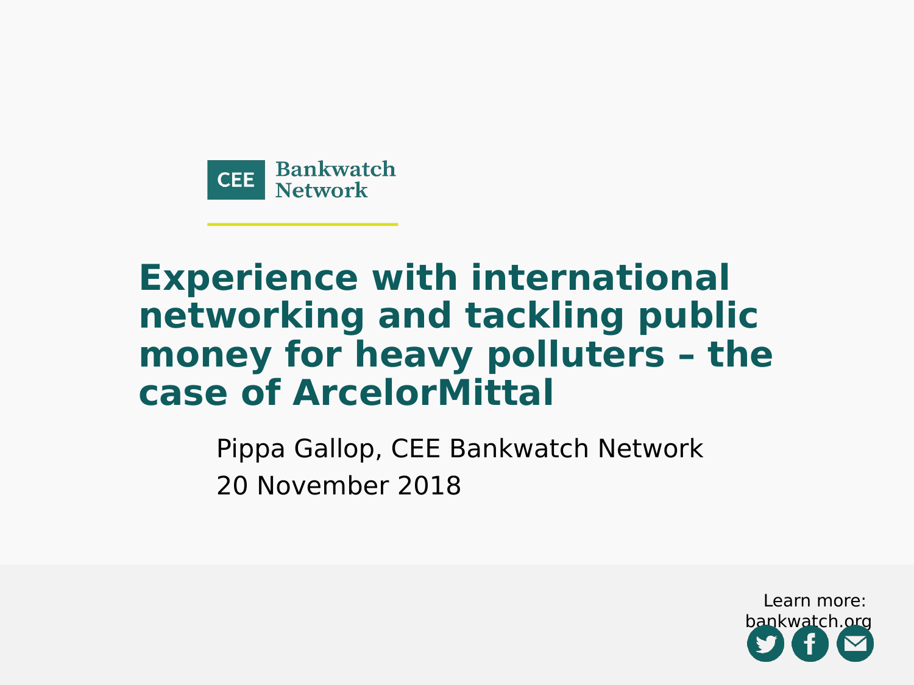CEE Bankwatch Network

# Experience with international networking and tackling public money for heavy polluters – the case of ArcelorMittal

Pippa Gallop, CEE Bankwatch Network

20 November 2018

Learn more: bankwatch.org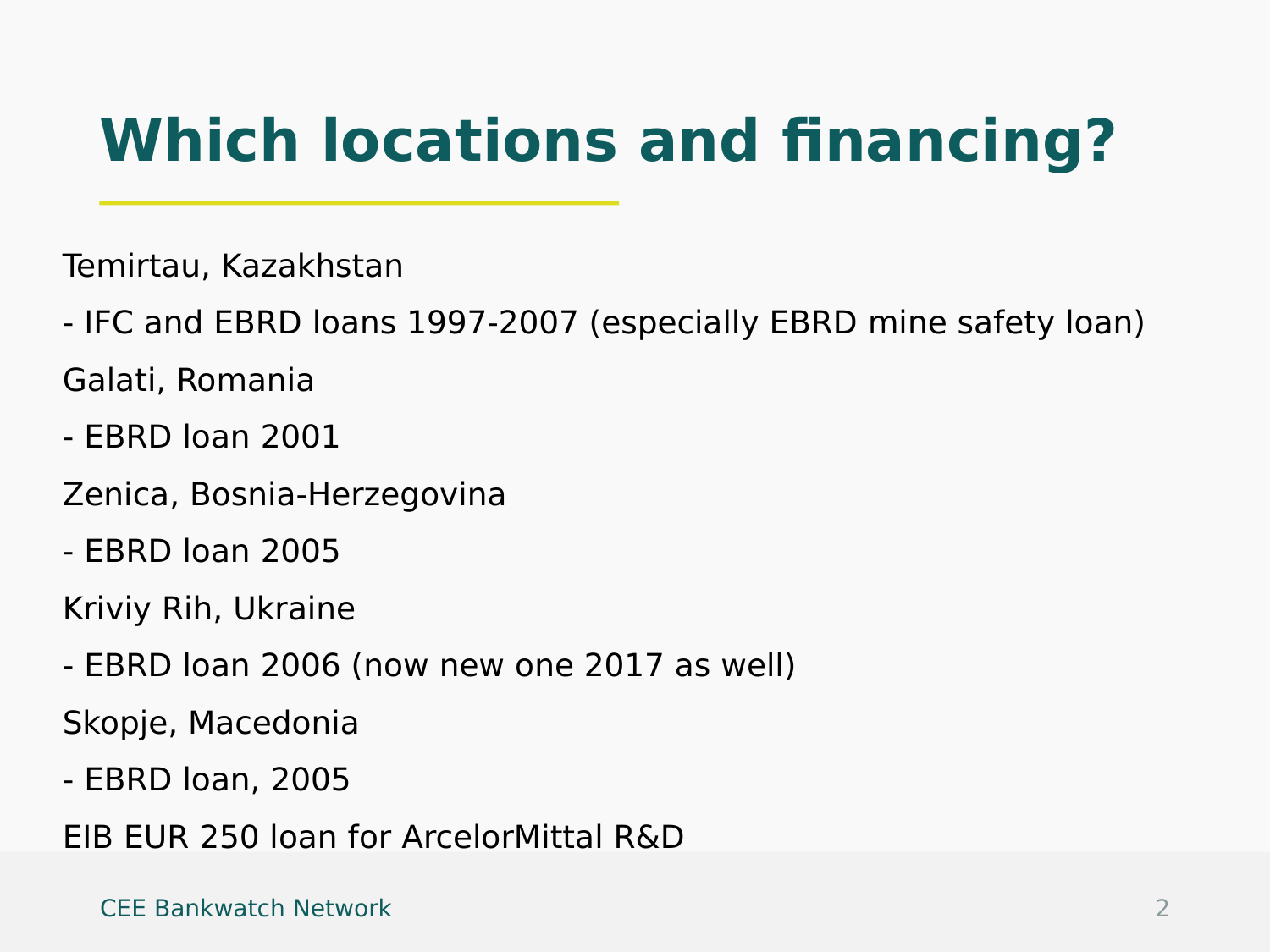# Which locations and financing?

Temirtau, Kazakhstan

- IFC and EBRD loans 1997-2007 (especially EBRD mine safety loan)

Galati, Romania

- EBRD loan 2001

Zenica, Bosnia-Herzegovina

- EBRD loan 2005

Kriviy Rih, Ukraine

- EBRD loan 2006 (now new one 2017 as well)

Skopje, Macedonia

- EBRD loan, 2005

EIB EUR 250 loan for ArcelorMittal R&D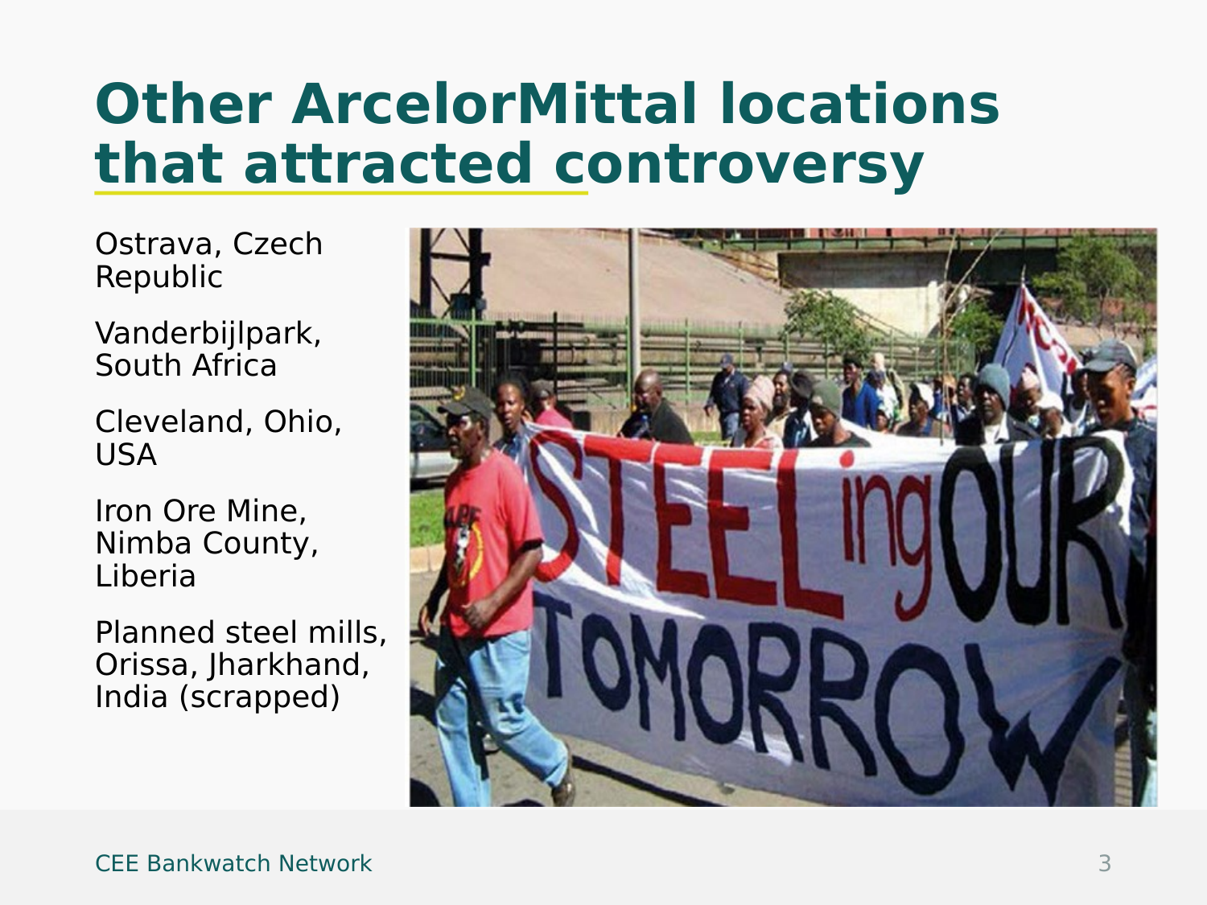# Other ArcelorMittal locations that attracted controversy

Ostrava, Czech Republic

Vanderbijlpark, South Africa

Cleveland, Ohio, USA

Iron Ore Mine, Nimba County, Liberia

Planned steel mills, Orissa, Jharkhand, India (scrapped)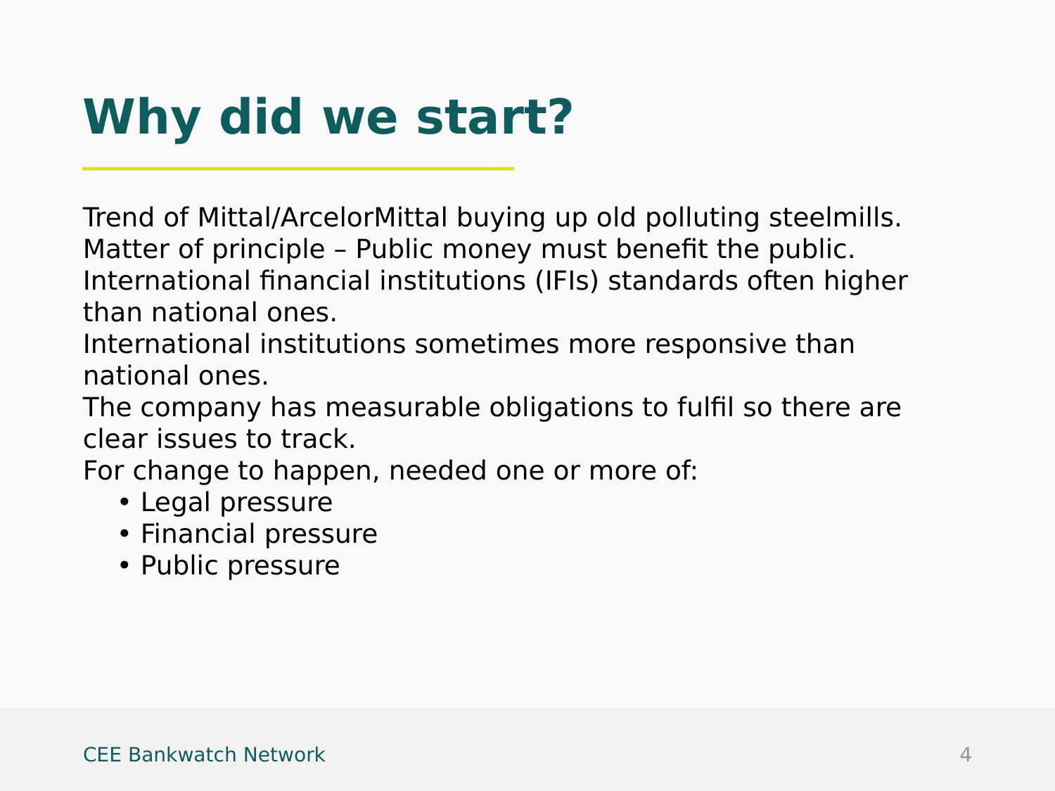# Why did we start?

Trend of Mittal/ArcelorMittal buying up old polluting steelmills.
Matter of principle – Public money must benefit the public.
International financial institutions (IFIs) standards often higher than national ones.
International institutions sometimes more responsive than national ones.
The company has measurable obligations to fulfil so there are clear issues to track.
For change to happen, needed one or more of:

- Legal pressure
- Financial pressure
- Public pressure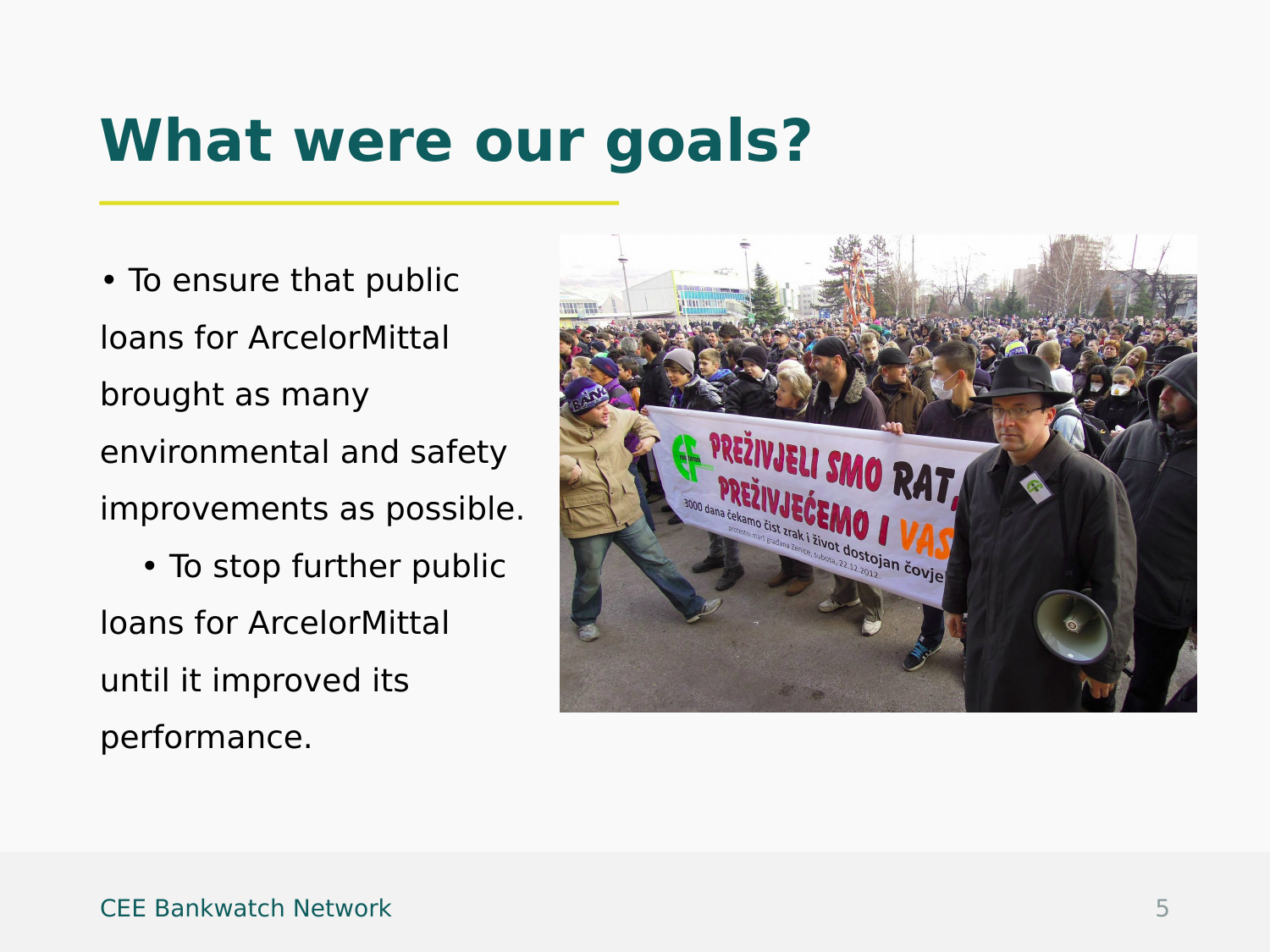# What were our goals?

- To ensure that public loans for ArcelorMittal brought as many environmental and safety improvements as possible.
- To stop further public loans for ArcelorMittal until it improved its performance.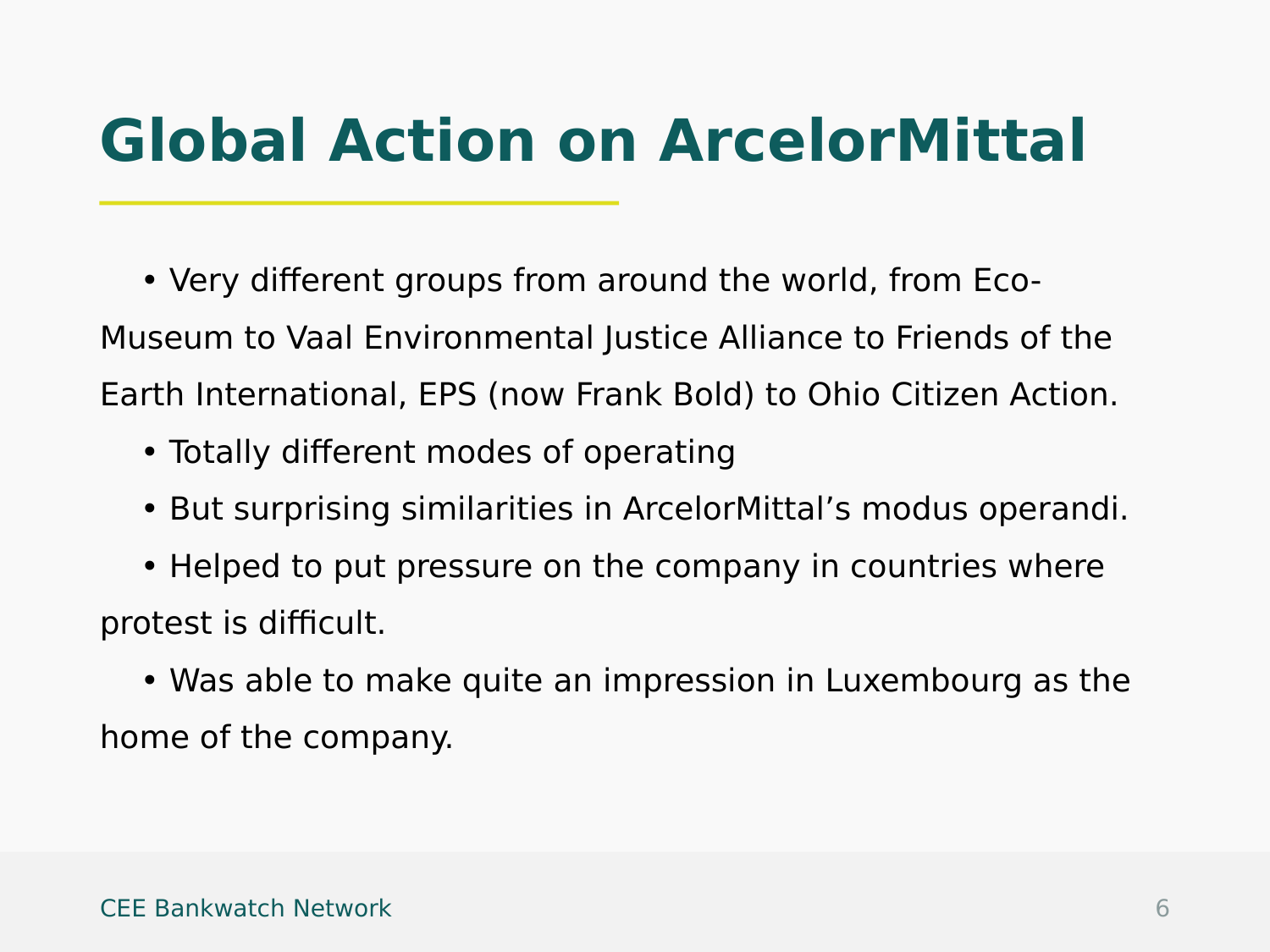# Global Action on ArcelorMittal

- Very different groups from around the world, from Eco-Museum to Vaal Environmental Justice Alliance to Friends of the Earth International, EPS (now Frank Bold) to Ohio Citizen Action.
- Totally different modes of operating
- But surprising similarities in ArcelorMittal's modus operandi.
- Helped to put pressure on the company in countries where protest is difficult.
- Was able to make quite an impression in Luxembourg as the home of the company.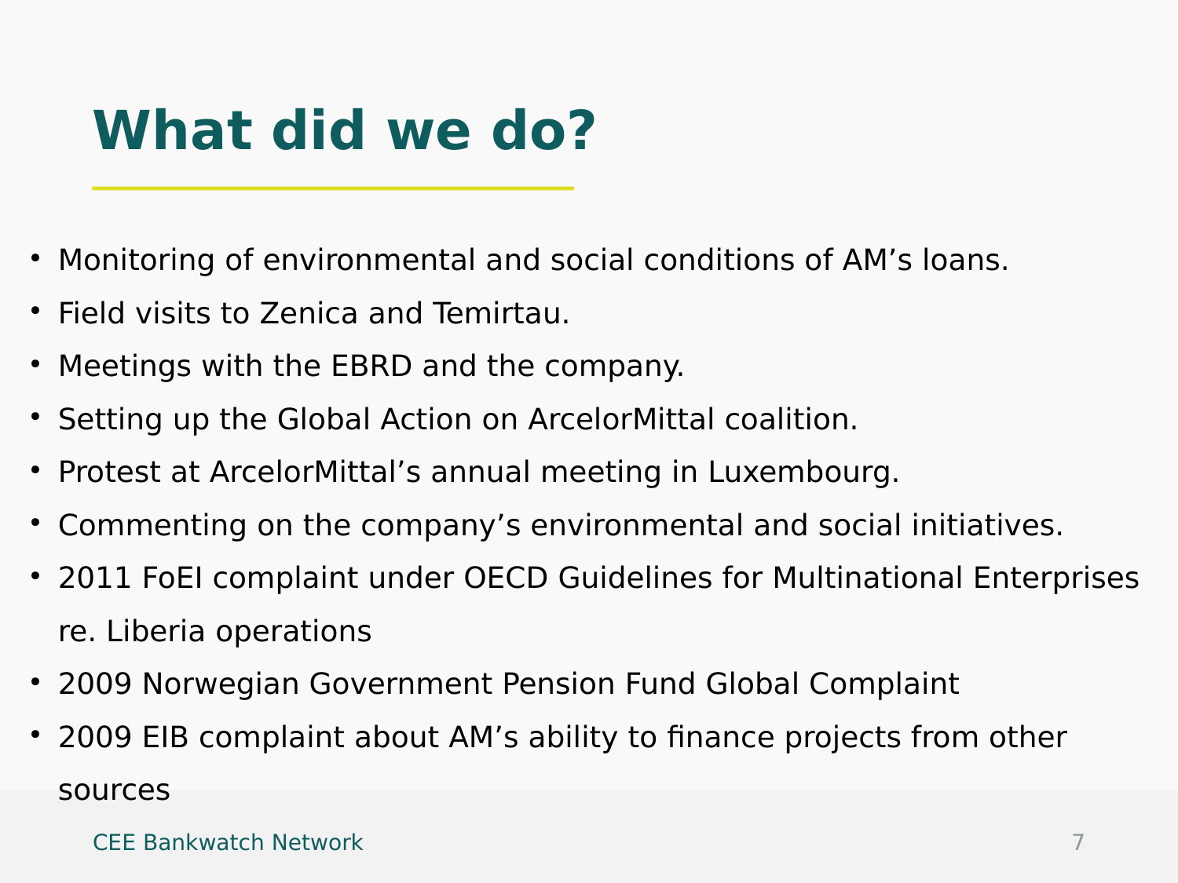# What did we do?

- Monitoring of environmental and social conditions of AM’s loans.
- Field visits to Zenica and Temirtau.
- Meetings with the EBRD and the company.
- Setting up the Global Action on ArcelorMittal coalition.
- Protest at ArcelorMittal’s annual meeting in Luxembourg.
- Commenting on the company’s environmental and social initiatives.
- 2011 FoEI complaint under OECD Guidelines for Multinational Enterprises re. Liberia operations
- 2009 Norwegian Government Pension Fund Global Complaint
- 2009 EIB complaint about AM’s ability to finance projects from other sources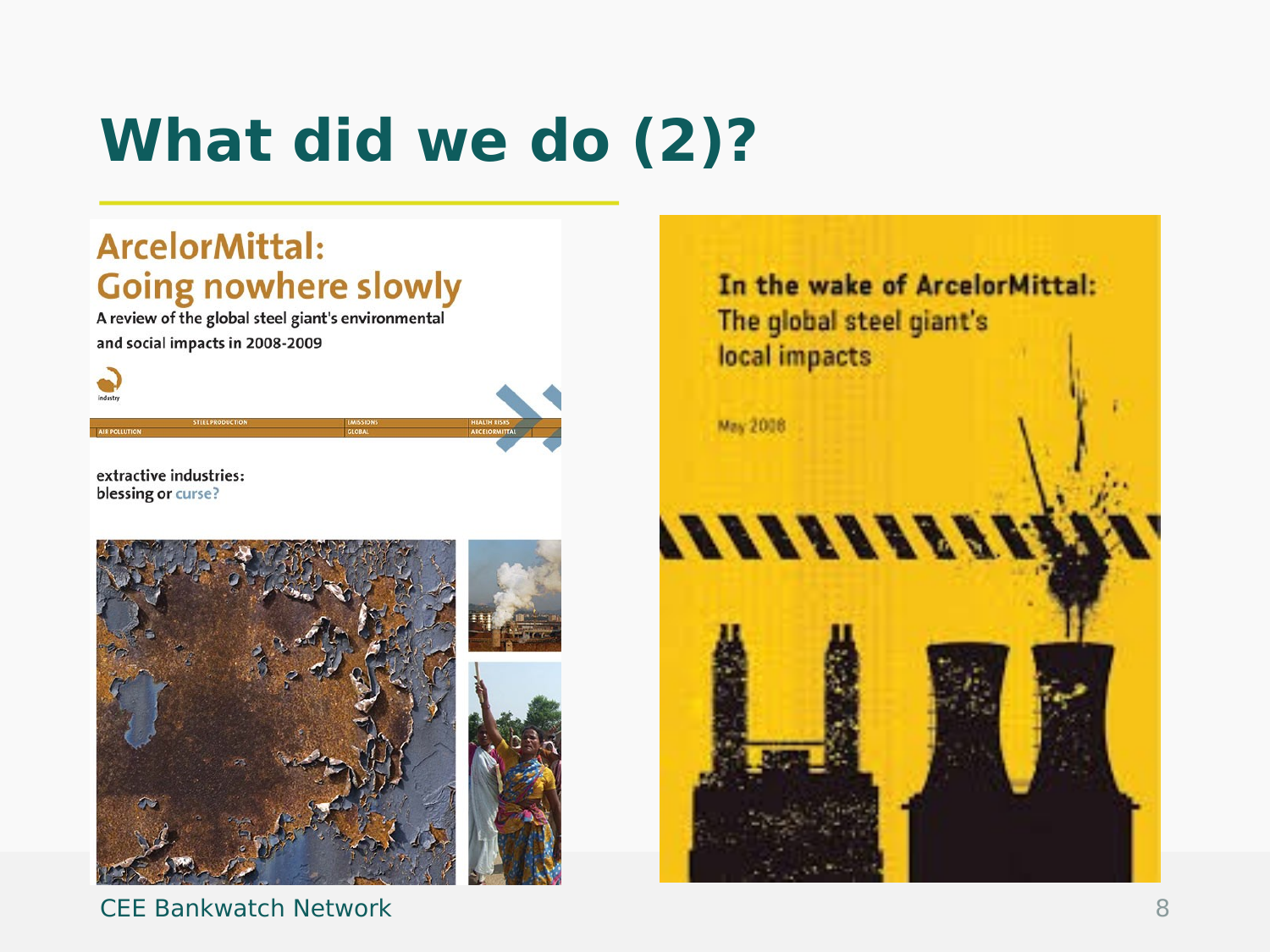# What did we do (2)?

ArcelorMittal:
Going nowhere slowly

A review of the global steel giant's environmental and social impacts in 2008-2009

industry

STEEL PRODUCTION | EMISSIONS | HEALTH RISKS
AIR POLLUTION | GLOBAL | ARCELORMITTAL

extractive industries:
blessing or curse?

In the wake of ArcelorMittal:
The global steel giant's
local impacts

May 2008

CEE Bankwatch Network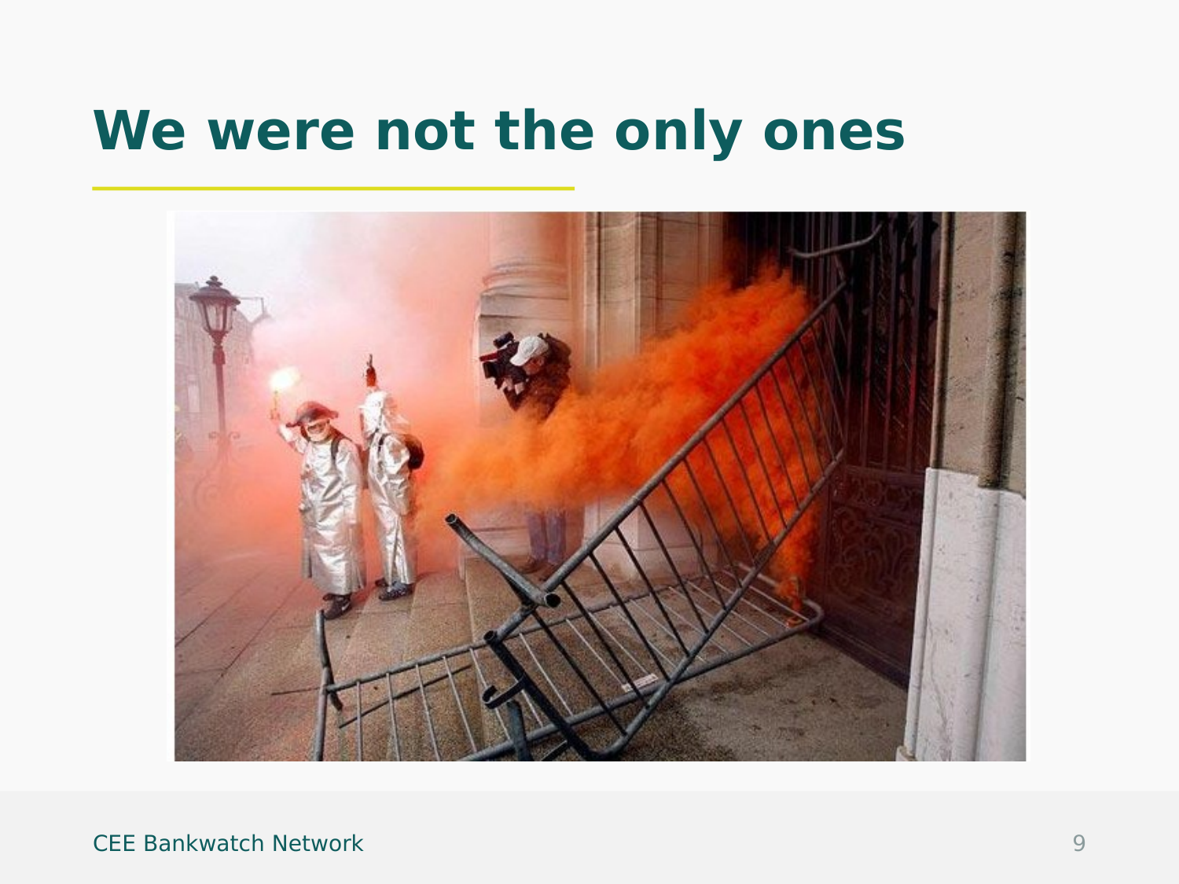# We were not the only ones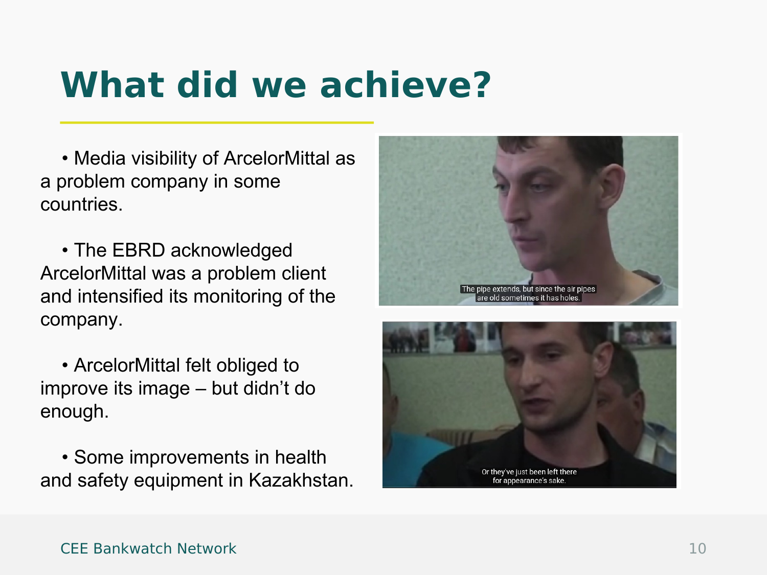# What did we achieve?

- Media visibility of ArcelorMittal as a problem company in some countries.
- The EBRD acknowledged ArcelorMittal was a problem client and intensified its monitoring of the company.
- ArcelorMittal felt obliged to improve its image – but didn't do enough.
- Some improvements in health and safety equipment in Kazakhstan.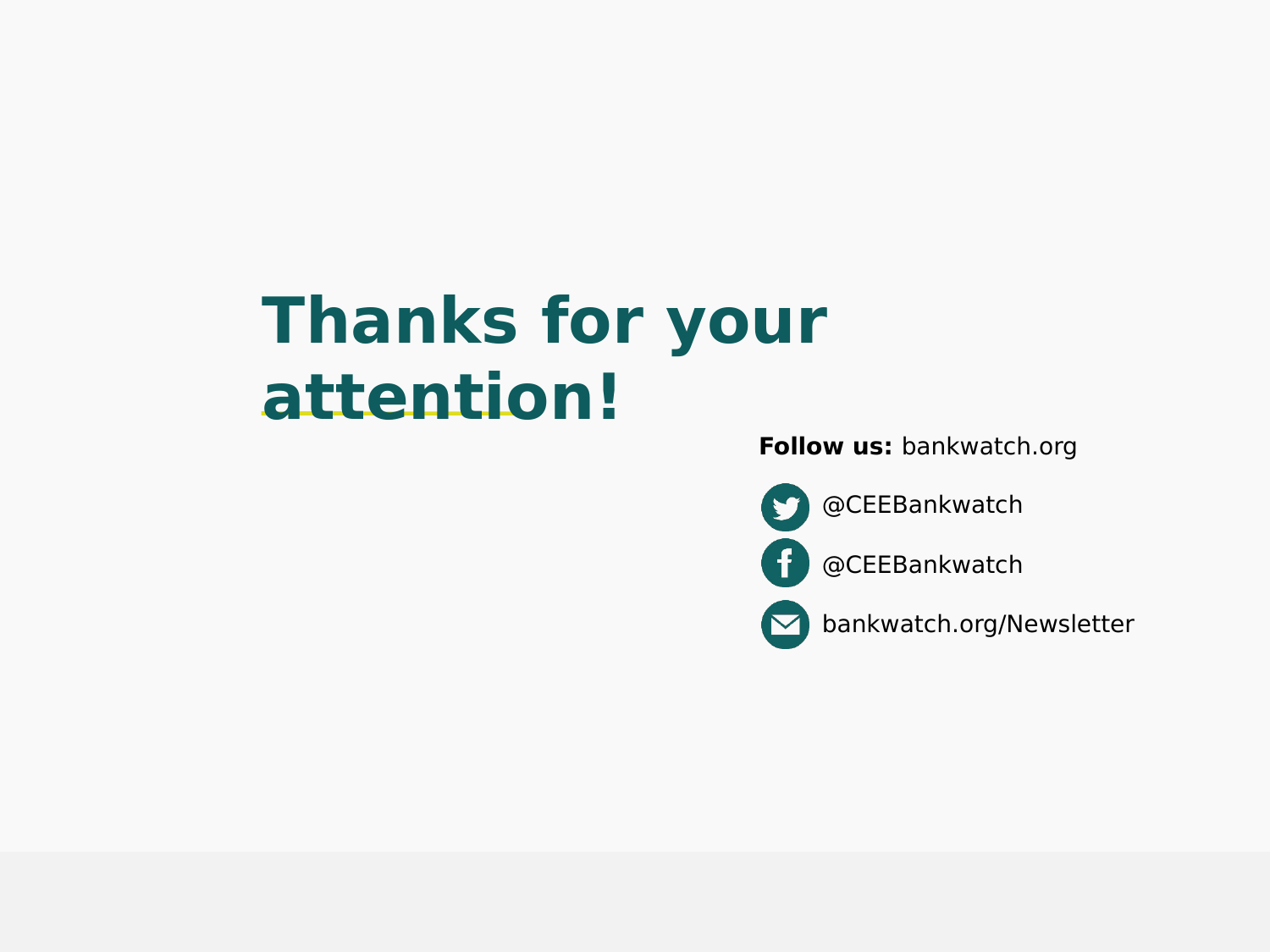# Thanks for your attention!

**Follow us:** bankwatch.org

@CEEBankwatch

@CEEBankwatch

bankwatch.org/Newsletter